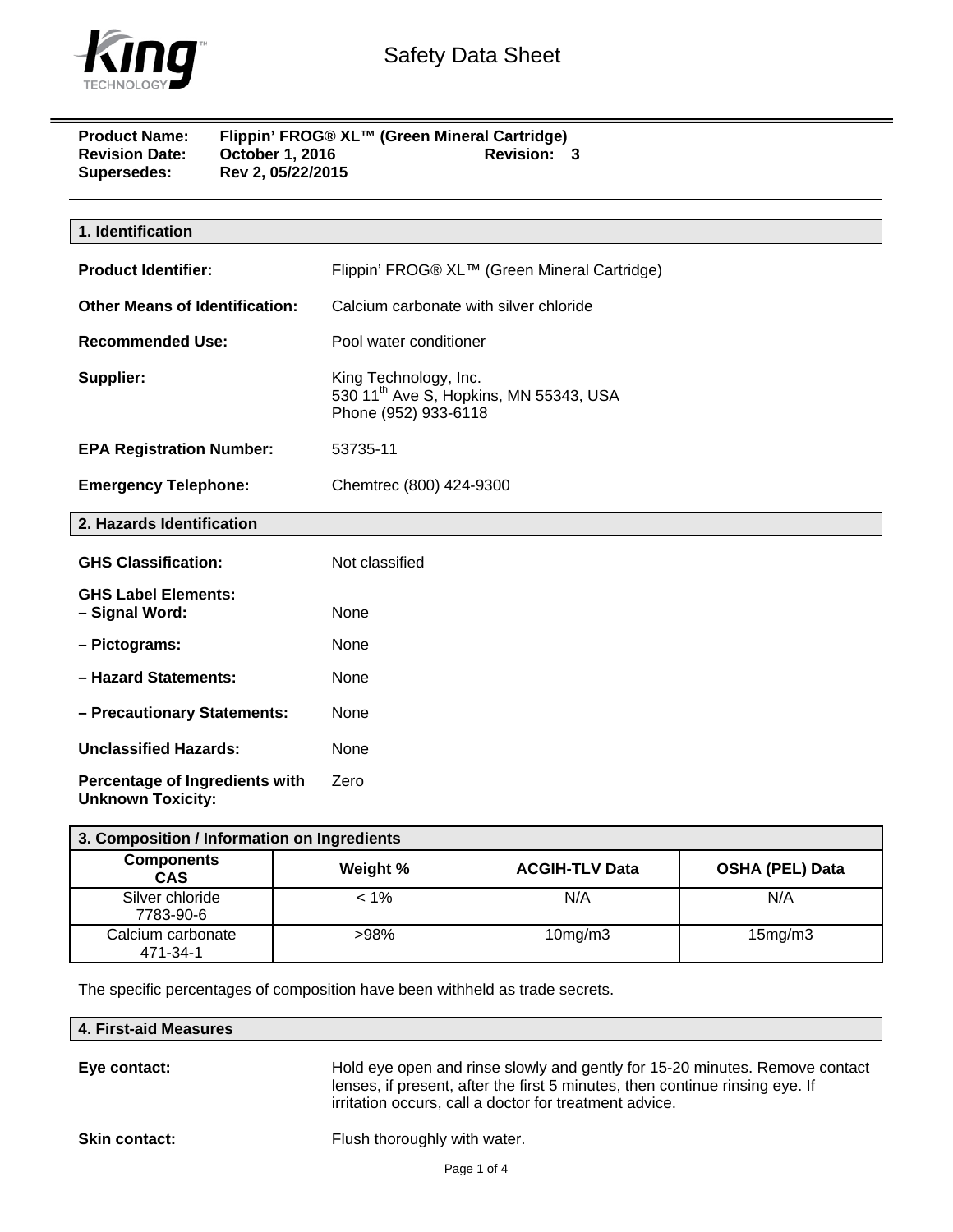# Safety Data Sheet

**Product Name:** Flippin' FROG® XL™ (Green Mineral Cartridge)
**Revision Date:** October 1, 2016 **Revision:** 3
**Supersedes:** Rev 2, 05/22/2015

## 1. Identification

**Product Identifier:** Flippin' FROG® XL™ (Green Mineral Cartridge)

**Other Means of Identification:** Calcium carbonate with silver chloride

**Recommended Use:** Pool water conditioner

**Supplier:** King Technology, Inc.
530 11th Ave S, Hopkins, MN 55343, USA
Phone (952) 933-6118

**EPA Registration Number:** 53735-11

**Emergency Telephone:** Chemtrec (800) 424-9300

## 2. Hazards Identification

**GHS Classification:** Not classified

**GHS Label Elements:**
**– Signal Word:** None

**– Pictograms:** None

**– Hazard Statements:** None

**– Precautionary Statements:** None

**Unclassified Hazards:** None

**Percentage of Ingredients with Unknown Toxicity:** Zero

## 3. Composition / Information on Ingredients

| Components CAS | Weight % | ACGIH-TLV Data | OSHA (PEL) Data |
|---|---|---|---|
| Silver chloride 7783-90-6 | < 1% | N/A | N/A |
| Calcium carbonate 471-34-1 | >98% | 10mg/m3 | 15mg/m3 |

The specific percentages of composition have been withheld as trade secrets.

## 4. First-aid Measures

**Eye contact:** Hold eye open and rinse slowly and gently for 15-20 minutes. Remove contact lenses, if present, after the first 5 minutes, then continue rinsing eye. If irritation occurs, call a doctor for treatment advice.

**Skin contact:** Flush thoroughly with water.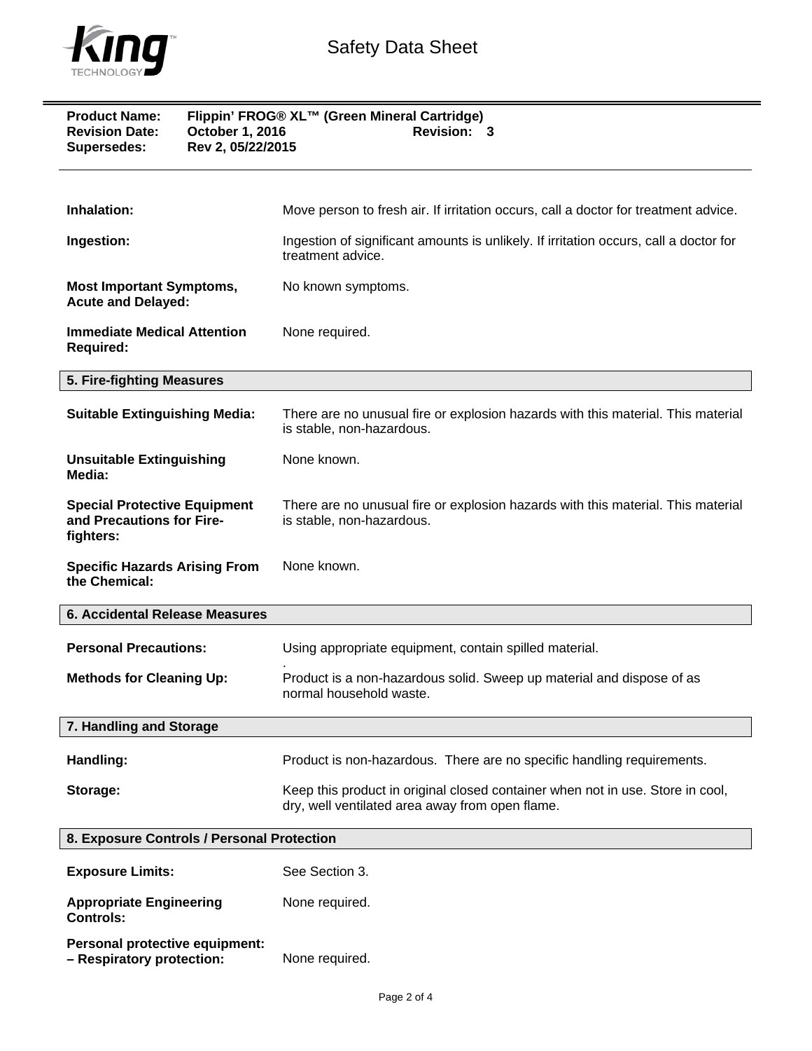| | |
|---|---|
| **Inhalation:** | Move person to fresh air. If irritation occurs, call a doctor for treatment advice. |
| **Ingestion:** | Ingestion of significant amounts is unlikely. If irritation occurs, call a doctor for treatment advice. |
| **Most Important Symptoms, Acute and Delayed:** | No known symptoms. |
| **Immediate Medical Attention Required:** | None required. |

## 5. Fire-fighting Measures

| | |
|---|---|
| **Suitable Extinguishing Media:** | There are no unusual fire or explosion hazards with this material. This material is stable, non-hazardous. |
| **Unsuitable Extinguishing Media:** | None known. |
| **Special Protective Equipment and Precautions for Fire-fighters:** | There are no unusual fire or explosion hazards with this material. This material is stable, non-hazardous. |
| **Specific Hazards Arising From the Chemical:** | None known. |

## 6. Accidental Release Measures

| | |
|---|---|
| **Personal Precautions:** | Using appropriate equipment, contain spilled material. |
| **Methods for Cleaning Up:** | Product is a non-hazardous solid. Sweep up material and dispose of as normal household waste. |

## 7. Handling and Storage

| | |
|---|---|
| **Handling:** | Product is non-hazardous. There are no specific handling requirements. |
| **Storage:** | Keep this product in original closed container when not in use. Store in cool, dry, well ventilated area away from open flame. |

## 8. Exposure Controls / Personal Protection

| | |
|---|---|
| **Exposure Limits:** | See Section 3. |
| **Appropriate Engineering Controls:** | None required. |
| **Personal protective equipment: – Respiratory protection:** | None required. |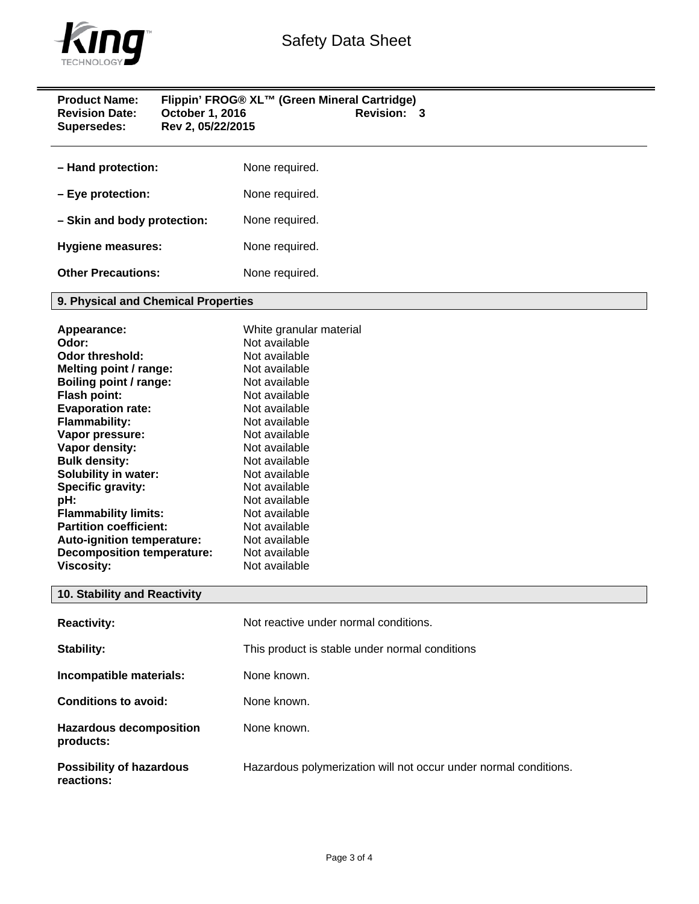**– Hand protection:** None required.

**– Eye protection:** None required.

**– Skin and body protection:** None required.

**Hygiene measures:** None required.

**Other Precautions:** None required.

## 9. Physical and Chemical Properties

| | |
|---|---|
| **Appearance:** | White granular material |
| **Odor:** | Not available |
| **Odor threshold:** | Not available |
| **Melting point / range:** | Not available |
| **Boiling point / range:** | Not available |
| **Flash point:** | Not available |
| **Evaporation rate:** | Not available |
| **Flammability:** | Not available |
| **Vapor pressure:** | Not available |
| **Vapor density:** | Not available |
| **Bulk density:** | Not available |
| **Solubility in water:** | Not available |
| **Specific gravity:** | Not available |
| **pH:** | Not available |
| **Flammability limits:** | Not available |
| **Partition coefficient:** | Not available |
| **Auto-ignition temperature:** | Not available |
| **Decomposition temperature:** | Not available |
| **Viscosity:** | Not available |

## 10. Stability and Reactivity

**Reactivity:** Not reactive under normal conditions.

**Stability:** This product is stable under normal conditions

**Incompatible materials:** None known.

**Conditions to avoid:** None known.

**Hazardous decomposition products:** None known.

**Possibility of hazardous reactions:** Hazardous polymerization will not occur under normal conditions.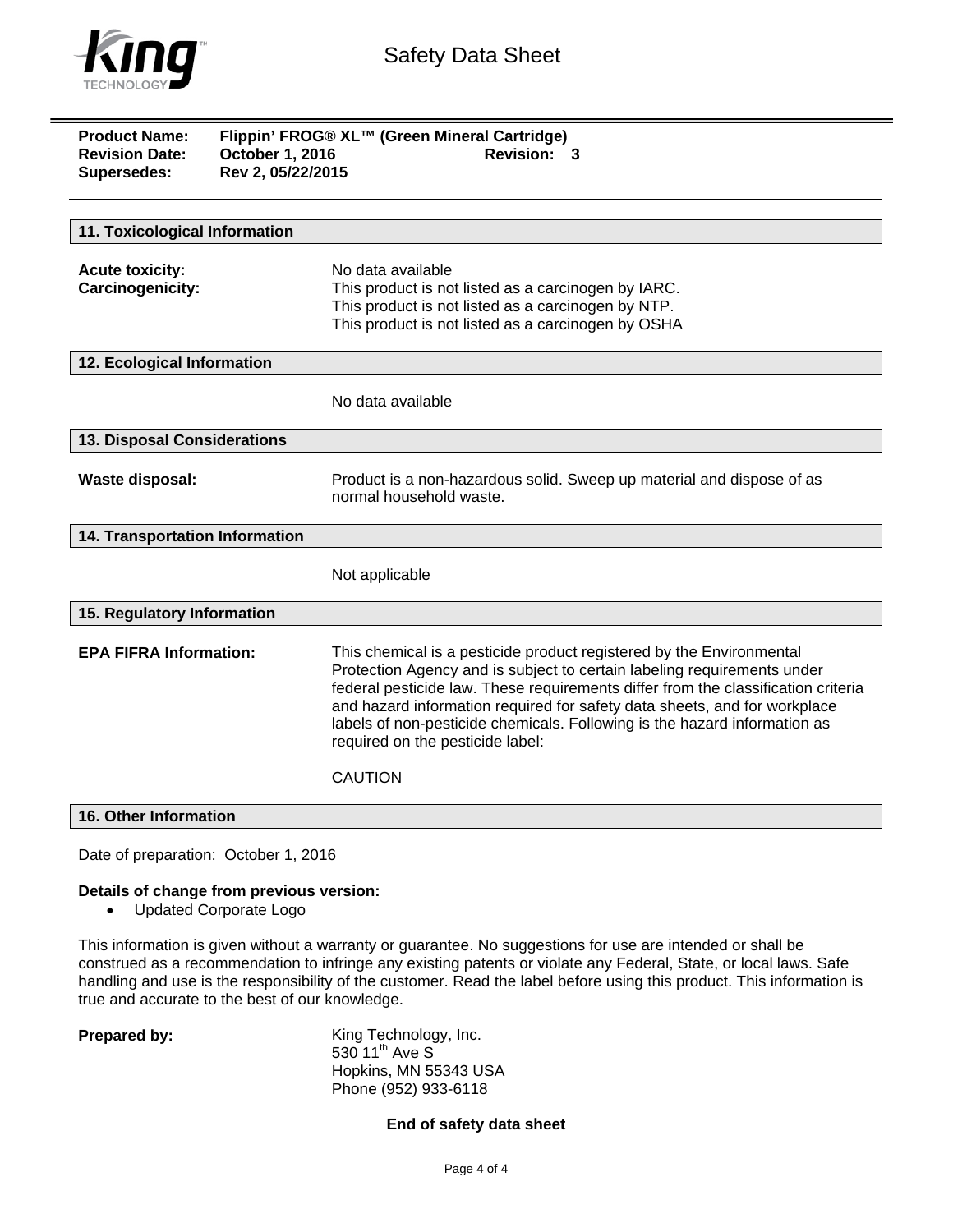Safety Data Sheet

**Product Name:** Flippin' FROG® XL™ (Green Mineral Cartridge)
**Revision Date:** October 1, 2016 **Revision:** 3
**Supersedes:** Rev 2, 05/22/2015

## 11. Toxicological Information

**Acute toxicity:** No data available

**Carcinogenicity:** This product is not listed as a carcinogen by IARC.
This product is not listed as a carcinogen by NTP.
This product is not listed as a carcinogen by OSHA

## 12. Ecological Information

No data available

## 13. Disposal Considerations

**Waste disposal:** Product is a non-hazardous solid. Sweep up material and dispose of as normal household waste.

## 14. Transportation Information

Not applicable

## 15. Regulatory Information

**EPA FIFRA Information:** This chemical is a pesticide product registered by the Environmental Protection Agency and is subject to certain labeling requirements under federal pesticide law. These requirements differ from the classification criteria and hazard information required for safety data sheets, and for workplace labels of non-pesticide chemicals. Following is the hazard information as required on the pesticide label:

CAUTION

## 16. Other Information

Date of preparation: October 1, 2016

**Details of change from previous version:**

- Updated Corporate Logo

This information is given without a warranty or guarantee. No suggestions for use are intended or shall be construed as a recommendation to infringe any existing patents or violate any Federal, State, or local laws. Safe handling and use is the responsibility of the customer. Read the label before using this product. This information is true and accurate to the best of our knowledge.

**Prepared by:** King Technology, Inc.
530 11th Ave S
Hopkins, MN 55343 USA
Phone (952) 933-6118

**End of safety data sheet**